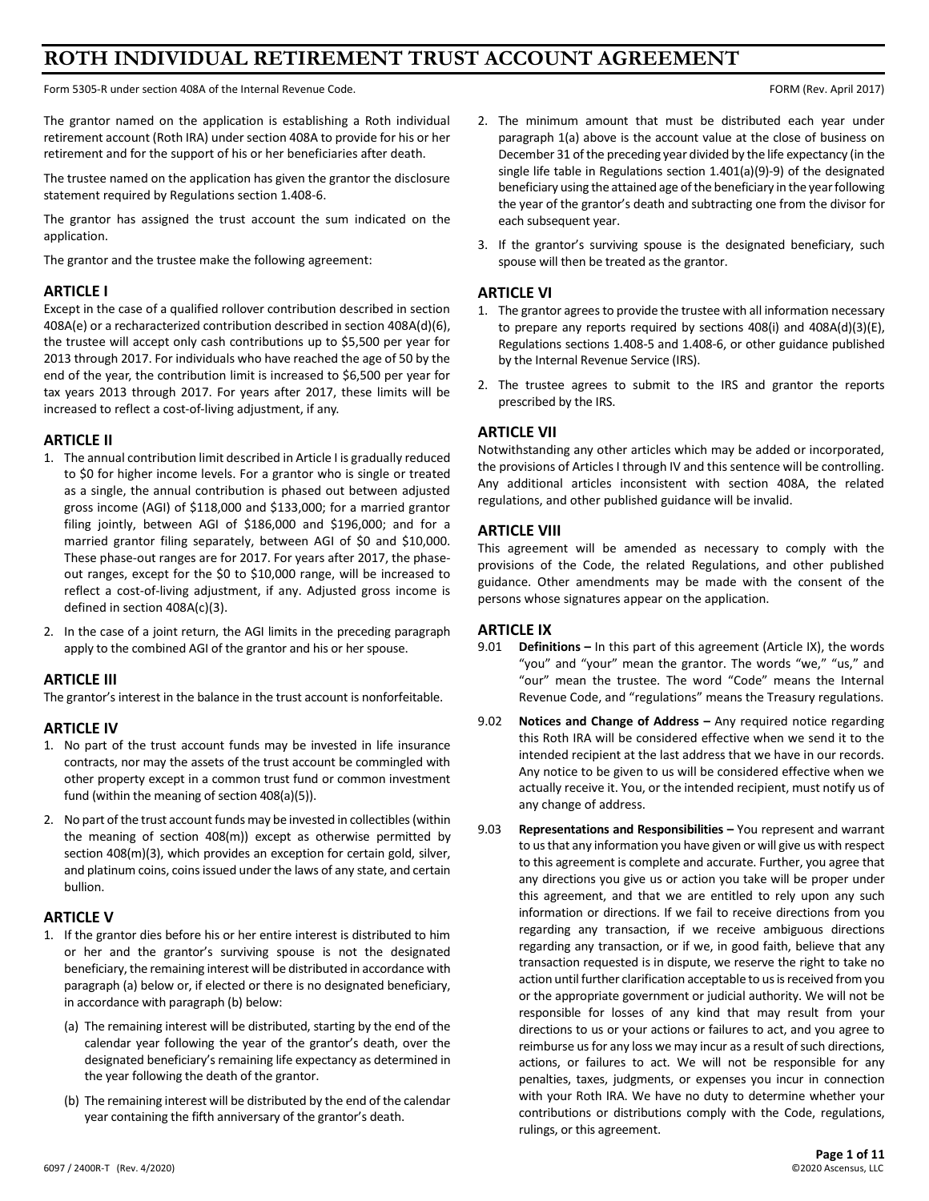# ROTH INDIVIDUAL RETIREMENT TRUST ACCOUNT AGREEMENT

Form 5305-R under section 408A of the Internal Revenue Code. FORM (Rev. April 2017)

The grantor named on the application is establishing a Roth individual retirement account (Roth IRA) under section 408A to provide for his or her retirement and for the support of his or her beneficiaries after death.

The trustee named on the application has given the grantor the disclosure statement required by Regulations section 1.408-6.

The grantor has assigned the trust account the sum indicated on the application.

The grantor and the trustee make the following agreement:

## ARTICLE I

Except in the case of a qualified rollover contribution described in section 408A(e) or a recharacterized contribution described in section 408A(d)(6), the trustee will accept only cash contributions up to $5,500 per year for 2013 through 2017. For individuals who have reached the age of 50 by the end of the year, the contribution limit is increased to $6,500 per year for tax years 2013 through 2017. For years after 2017, these limits will be increased to reflect a cost-of-living adjustment, if any.

## ARTICLE II

1. The annual contribution limit described in Article I is gradually reduced to $0 for higher income levels. For a grantor who is single or treated as a single, the annual contribution is phased out between adjusted gross income (AGI) of $118,000 and $133,000; for a married grantor filing jointly, between AGI of $186,000 and $196,000; and for a married grantor filing separately, between AGI of $0 and $10,000. These phase-out ranges are for 2017. For years after 2017, the phase-out ranges, except for the $0 to $10,000 range, will be increased to reflect a cost-of-living adjustment, if any. Adjusted gross income is defined in section 408A(c)(3).
2. In the case of a joint return, the AGI limits in the preceding paragraph apply to the combined AGI of the grantor and his or her spouse.

## ARTICLE III

The grantor's interest in the balance in the trust account is nonforfeitable.

## ARTICLE IV

1. No part of the trust account funds may be invested in life insurance contracts, nor may the assets of the trust account be commingled with other property except in a common trust fund or common investment fund (within the meaning of section 408(a)(5)).
2. No part of the trust account funds may be invested in collectibles (within the meaning of section 408(m)) except as otherwise permitted by section 408(m)(3), which provides an exception for certain gold, silver, and platinum coins, coins issued under the laws of any state, and certain bullion.

## ARTICLE V

1. If the grantor dies before his or her entire interest is distributed to him or her and the grantor's surviving spouse is not the designated beneficiary, the remaining interest will be distributed in accordance with paragraph (a) below or, if elected or there is no designated beneficiary, in accordance with paragraph (b) below:
   (a) The remaining interest will be distributed, starting by the end of the calendar year following the year of the grantor's death, over the designated beneficiary's remaining life expectancy as determined in the year following the death of the grantor.
   (b) The remaining interest will be distributed by the end of the calendar year containing the fifth anniversary of the grantor's death.
2. The minimum amount that must be distributed each year under paragraph 1(a) above is the account value at the close of business on December 31 of the preceding year divided by the life expectancy (in the single life table in Regulations section 1.401(a)(9)-9) of the designated beneficiary using the attained age of the beneficiary in the year following the year of the grantor's death and subtracting one from the divisor for each subsequent year.
3. If the grantor's surviving spouse is the designated beneficiary, such spouse will then be treated as the grantor.

## ARTICLE VI

1. The grantor agrees to provide the trustee with all information necessary to prepare any reports required by sections 408(i) and 408A(d)(3)(E), Regulations sections 1.408-5 and 1.408-6, or other guidance published by the Internal Revenue Service (IRS).
2. The trustee agrees to submit to the IRS and grantor the reports prescribed by the IRS.

## ARTICLE VII

Notwithstanding any other articles which may be added or incorporated, the provisions of Articles I through IV and this sentence will be controlling. Any additional articles inconsistent with section 408A, the related regulations, and other published guidance will be invalid.

## ARTICLE VIII

This agreement will be amended as necessary to comply with the provisions of the Code, the related Regulations, and other published guidance. Other amendments may be made with the consent of the persons whose signatures appear on the application.

## ARTICLE IX

9.01 **Definitions –** In this part of this agreement (Article IX), the words "you" and "your" mean the grantor. The words "we," "us," and "our" mean the trustee. The word "Code" means the Internal Revenue Code, and "regulations" means the Treasury regulations.

9.02 **Notices and Change of Address –** Any required notice regarding this Roth IRA will be considered effective when we send it to the intended recipient at the last address that we have in our records. Any notice to be given to us will be considered effective when we actually receive it. You, or the intended recipient, must notify us of any change of address.

9.03 **Representations and Responsibilities –** You represent and warrant to us that any information you have given or will give us with respect to this agreement is complete and accurate. Further, you agree that any directions you give us or action you take will be proper under this agreement, and that we are entitled to rely upon any such information or directions. If we fail to receive directions from you regarding any transaction, if we receive ambiguous directions regarding any transaction, or if we, in good faith, believe that any transaction requested is in dispute, we reserve the right to take no action until further clarification acceptable to us is received from you or the appropriate government or judicial authority. We will not be responsible for losses of any kind that may result from your directions to us or your actions or failures to act, and you agree to reimburse us for any loss we may incur as a result of such directions, actions, or failures to act. We will not be responsible for any penalties, taxes, judgments, or expenses you incur in connection with your Roth IRA. We have no duty to determine whether your contributions or distributions comply with the Code, regulations, rulings, or this agreement.

6097 / 2400R-T (Rev. 4/2020) ©2020 Ascensus, LLC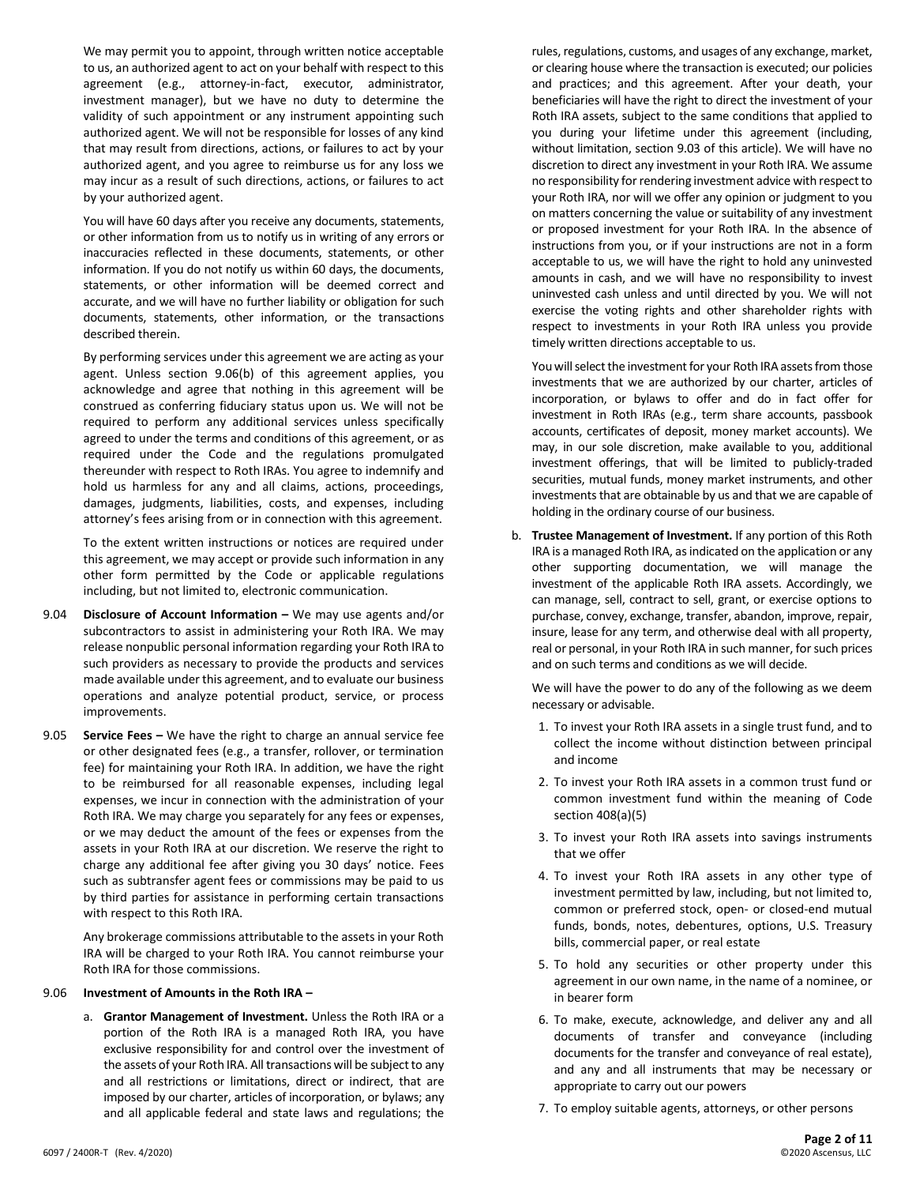We may permit you to appoint, through written notice acceptable to us, an authorized agent to act on your behalf with respect to this agreement (e.g., attorney-in-fact, executor, administrator, investment manager), but we have no duty to determine the validity of such appointment or any instrument appointing such authorized agent. We will not be responsible for losses of any kind that may result from directions, actions, or failures to act by your authorized agent, and you agree to reimburse us for any loss we may incur as a result of such directions, actions, or failures to act by your authorized agent.

You will have 60 days after you receive any documents, statements, or other information from us to notify us in writing of any errors or inaccuracies reflected in these documents, statements, or other information. If you do not notify us within 60 days, the documents, statements, or other information will be deemed correct and accurate, and we will have no further liability or obligation for such documents, statements, other information, or the transactions described therein.

By performing services under this agreement we are acting as your agent. Unless section 9.06(b) of this agreement applies, you acknowledge and agree that nothing in this agreement will be construed as conferring fiduciary status upon us. We will not be required to perform any additional services unless specifically agreed to under the terms and conditions of this agreement, or as required under the Code and the regulations promulgated thereunder with respect to Roth IRAs. You agree to indemnify and hold us harmless for any and all claims, actions, proceedings, damages, judgments, liabilities, costs, and expenses, including attorney's fees arising from or in connection with this agreement.

To the extent written instructions or notices are required under this agreement, we may accept or provide such information in any other form permitted by the Code or applicable regulations including, but not limited to, electronic communication.

9.04 **Disclosure of Account Information –** We may use agents and/or subcontractors to assist in administering your Roth IRA. We may release nonpublic personal information regarding your Roth IRA to such providers as necessary to provide the products and services made available under this agreement, and to evaluate our business operations and analyze potential product, service, or process improvements.

9.05 **Service Fees –** We have the right to charge an annual service fee or other designated fees (e.g., a transfer, rollover, or termination fee) for maintaining your Roth IRA. In addition, we have the right to be reimbursed for all reasonable expenses, including legal expenses, we incur in connection with the administration of your Roth IRA. We may charge you separately for any fees or expenses, or we may deduct the amount of the fees or expenses from the assets in your Roth IRA at our discretion. We reserve the right to charge any additional fee after giving you 30 days' notice. Fees such as subtransfer agent fees or commissions may be paid to us by third parties for assistance in performing certain transactions with respect to this Roth IRA.

Any brokerage commissions attributable to the assets in your Roth IRA will be charged to your Roth IRA. You cannot reimburse your Roth IRA for those commissions.

9.06 **Investment of Amounts in the Roth IRA –**

a. **Grantor Management of Investment.** Unless the Roth IRA or a portion of the Roth IRA is a managed Roth IRA, you have exclusive responsibility for and control over the investment of the assets of your Roth IRA. All transactions will be subject to any and all restrictions or limitations, direct or indirect, that are imposed by our charter, articles of incorporation, or bylaws; any and all applicable federal and state laws and regulations; the rules, regulations, customs, and usages of any exchange, market, or clearing house where the transaction is executed; our policies and practices; and this agreement. After your death, your beneficiaries will have the right to direct the investment of your Roth IRA assets, subject to the same conditions that applied to you during your lifetime under this agreement (including, without limitation, section 9.03 of this article). We will have no discretion to direct any investment in your Roth IRA. We assume no responsibility for rendering investment advice with respect to your Roth IRA, nor will we offer any opinion or judgment to you on matters concerning the value or suitability of any investment or proposed investment for your Roth IRA. In the absence of instructions from you, or if your instructions are not in a form acceptable to us, we will have the right to hold any uninvested amounts in cash, and we will have no responsibility to invest uninvested cash unless and until directed by you. We will not exercise the voting rights and other shareholder rights with respect to investments in your Roth IRA unless you provide timely written directions acceptable to us.

   You will select the investment for your Roth IRA assets from those investments that we are authorized by our charter, articles of incorporation, or bylaws to offer and do in fact offer for investment in Roth IRAs (e.g., term share accounts, passbook accounts, certificates of deposit, money market accounts). We may, in our sole discretion, make available to you, additional investment offerings, that will be limited to publicly-traded securities, mutual funds, money market instruments, and other investments that are obtainable by us and that we are capable of holding in the ordinary course of our business.

b. **Trustee Management of Investment.** If any portion of this Roth IRA is a managed Roth IRA, as indicated on the application or any other supporting documentation, we will manage the investment of the applicable Roth IRA assets. Accordingly, we can manage, sell, contract to sell, grant, or exercise options to purchase, convey, exchange, transfer, abandon, improve, repair, insure, lease for any term, and otherwise deal with all property, real or personal, in your Roth IRA in such manner, for such prices and on such terms and conditions as we will decide.

   We will have the power to do any of the following as we deem necessary or advisable.

   1. To invest your Roth IRA assets in a single trust fund, and to collect the income without distinction between principal and income
   2. To invest your Roth IRA assets in a common trust fund or common investment fund within the meaning of Code section 408(a)(5)
   3. To invest your Roth IRA assets into savings instruments that we offer
   4. To invest your Roth IRA assets in any other type of investment permitted by law, including, but not limited to, common or preferred stock, open- or closed-end mutual funds, bonds, notes, debentures, options, U.S. Treasury bills, commercial paper, or real estate
   5. To hold any securities or other property under this agreement in our own name, in the name of a nominee, or in bearer form
   6. To make, execute, acknowledge, and deliver any and all documents of transfer and conveyance (including documents for the transfer and conveyance of real estate), and any and all instruments that may be necessary or appropriate to carry out our powers
   7. To employ suitable agents, attorneys, or other persons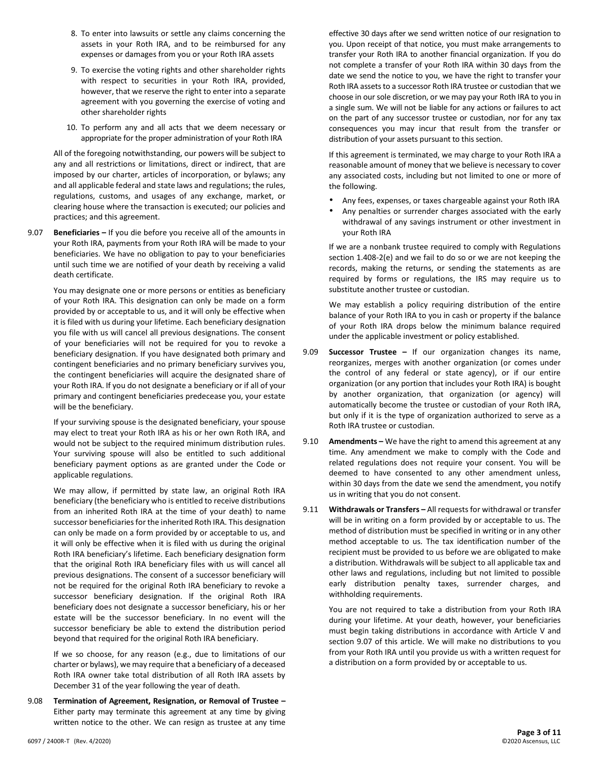8. To enter into lawsuits or settle any claims concerning the assets in your Roth IRA, and to be reimbursed for any expenses or damages from you or your Roth IRA assets
9. To exercise the voting rights and other shareholder rights with respect to securities in your Roth IRA, provided, however, that we reserve the right to enter into a separate agreement with you governing the exercise of voting and other shareholder rights
10. To perform any and all acts that we deem necessary or appropriate for the proper administration of your Roth IRA

All of the foregoing notwithstanding, our powers will be subject to any and all restrictions or limitations, direct or indirect, that are imposed by our charter, articles of incorporation, or bylaws; any and all applicable federal and state laws and regulations; the rules, regulations, customs, and usages of any exchange, market, or clearing house where the transaction is executed; our policies and practices; and this agreement.

9.07 **Beneficiaries –** If you die before you receive all of the amounts in your Roth IRA, payments from your Roth IRA will be made to your beneficiaries. We have no obligation to pay to your beneficiaries until such time we are notified of your death by receiving a valid death certificate.

You may designate one or more persons or entities as beneficiary of your Roth IRA. This designation can only be made on a form provided by or acceptable to us, and it will only be effective when it is filed with us during your lifetime. Each beneficiary designation you file with us will cancel all previous designations. The consent of your beneficiaries will not be required for you to revoke a beneficiary designation. If you have designated both primary and contingent beneficiaries and no primary beneficiary survives you, the contingent beneficiaries will acquire the designated share of your Roth IRA. If you do not designate a beneficiary or if all of your primary and contingent beneficiaries predecease you, your estate will be the beneficiary.

If your surviving spouse is the designated beneficiary, your spouse may elect to treat your Roth IRA as his or her own Roth IRA, and would not be subject to the required minimum distribution rules. Your surviving spouse will also be entitled to such additional beneficiary payment options as are granted under the Code or applicable regulations.

We may allow, if permitted by state law, an original Roth IRA beneficiary (the beneficiary who is entitled to receive distributions from an inherited Roth IRA at the time of your death) to name successor beneficiaries for the inherited Roth IRA. This designation can only be made on a form provided by or acceptable to us, and it will only be effective when it is filed with us during the original Roth IRA beneficiary's lifetime. Each beneficiary designation form that the original Roth IRA beneficiary files with us will cancel all previous designations. The consent of a successor beneficiary will not be required for the original Roth IRA beneficiary to revoke a successor beneficiary designation. If the original Roth IRA beneficiary does not designate a successor beneficiary, his or her estate will be the successor beneficiary. In no event will the successor beneficiary be able to extend the distribution period beyond that required for the original Roth IRA beneficiary.

If we so choose, for any reason (e.g., due to limitations of our charter or bylaws), we may require that a beneficiary of a deceased Roth IRA owner take total distribution of all Roth IRA assets by December 31 of the year following the year of death.

9.08 **Termination of Agreement, Resignation, or Removal of Trustee –** Either party may terminate this agreement at any time by giving written notice to the other. We can resign as trustee at any time effective 30 days after we send written notice of our resignation to you. Upon receipt of that notice, you must make arrangements to transfer your Roth IRA to another financial organization. If you do not complete a transfer of your Roth IRA within 30 days from the date we send the notice to you, we have the right to transfer your Roth IRA assets to a successor Roth IRA trustee or custodian that we choose in our sole discretion, or we may pay your Roth IRA to you in a single sum. We will not be liable for any actions or failures to act on the part of any successor trustee or custodian, nor for any tax consequences you may incur that result from the transfer or distribution of your assets pursuant to this section.

If this agreement is terminated, we may charge to your Roth IRA a reasonable amount of money that we believe is necessary to cover any associated costs, including but not limited to one or more of the following.

- Any fees, expenses, or taxes chargeable against your Roth IRA
- Any penalties or surrender charges associated with the early withdrawal of any savings instrument or other investment in your Roth IRA

If we are a nonbank trustee required to comply with Regulations section 1.408-2(e) and we fail to do so or we are not keeping the records, making the returns, or sending the statements as are required by forms or regulations, the IRS may require us to substitute another trustee or custodian.

We may establish a policy requiring distribution of the entire balance of your Roth IRA to you in cash or property if the balance of your Roth IRA drops below the minimum balance required under the applicable investment or policy established.

9.09 **Successor Trustee –** If our organization changes its name, reorganizes, merges with another organization (or comes under the control of any federal or state agency), or if our entire organization (or any portion that includes your Roth IRA) is bought by another organization, that organization (or agency) will automatically become the trustee or custodian of your Roth IRA, but only if it is the type of organization authorized to serve as a Roth IRA trustee or custodian.

9.10 **Amendments –** We have the right to amend this agreement at any time. Any amendment we make to comply with the Code and related regulations does not require your consent. You will be deemed to have consented to any other amendment unless, within 30 days from the date we send the amendment, you notify us in writing that you do not consent.

9.11 **Withdrawals or Transfers –** All requests for withdrawal or transfer will be in writing on a form provided by or acceptable to us. The method of distribution must be specified in writing or in any other method acceptable to us. The tax identification number of the recipient must be provided to us before we are obligated to make a distribution. Withdrawals will be subject to all applicable tax and other laws and regulations, including but not limited to possible early distribution penalty taxes, surrender charges, and withholding requirements.

You are not required to take a distribution from your Roth IRA during your lifetime. At your death, however, your beneficiaries must begin taking distributions in accordance with Article V and section 9.07 of this article. We will make no distributions to you from your Roth IRA until you provide us with a written request for a distribution on a form provided by or acceptable to us.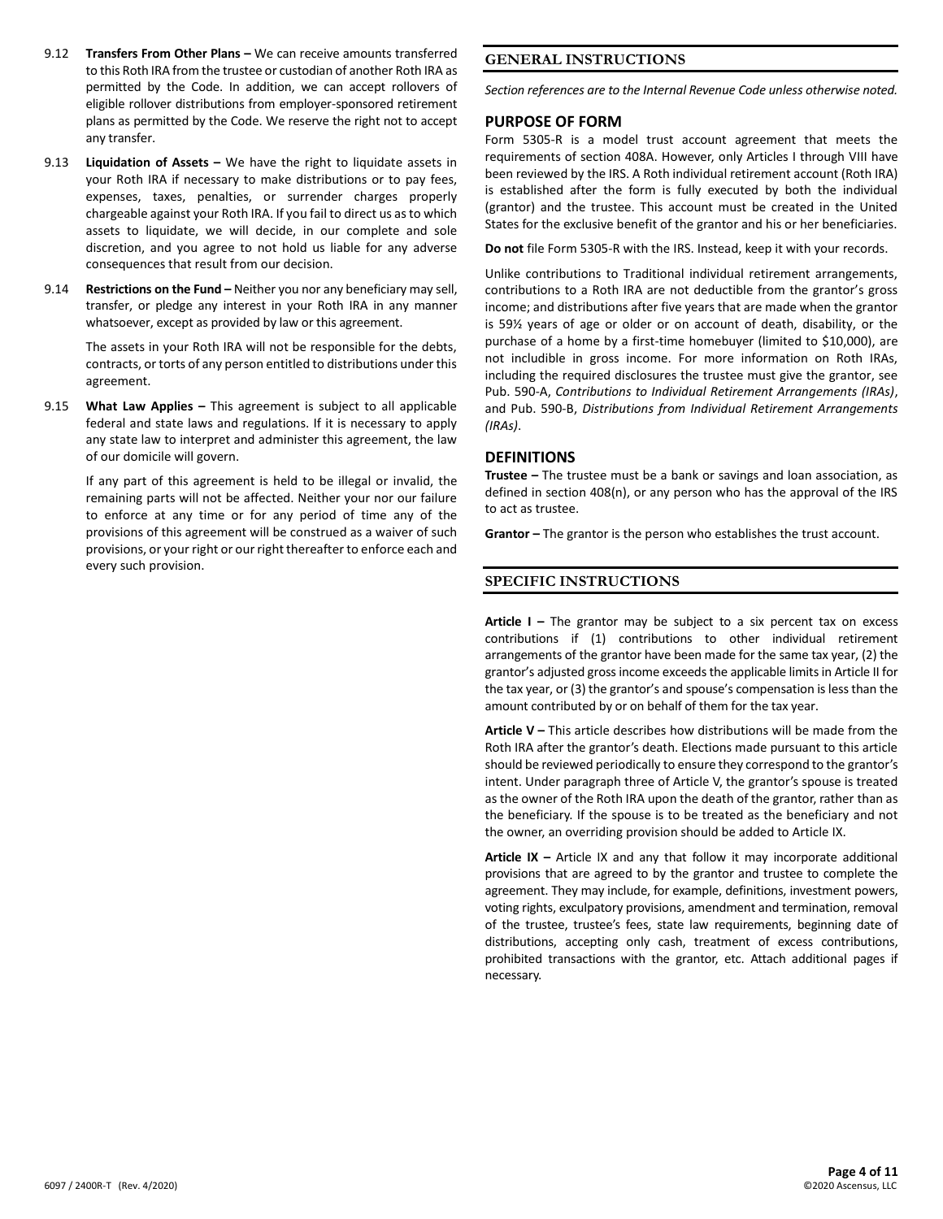9.12 **Transfers From Other Plans –** We can receive amounts transferred to this Roth IRA from the trustee or custodian of another Roth IRA as permitted by the Code. In addition, we can accept rollovers of eligible rollover distributions from employer-sponsored retirement plans as permitted by the Code. We reserve the right not to accept any transfer.

9.13 **Liquidation of Assets –** We have the right to liquidate assets in your Roth IRA if necessary to make distributions or to pay fees, expenses, taxes, penalties, or surrender charges properly chargeable against your Roth IRA. If you fail to direct us as to which assets to liquidate, we will decide, in our complete and sole discretion, and you agree to not hold us liable for any adverse consequences that result from our decision.

9.14 **Restrictions on the Fund –** Neither you nor any beneficiary may sell, transfer, or pledge any interest in your Roth IRA in any manner whatsoever, except as provided by law or this agreement.

The assets in your Roth IRA will not be responsible for the debts, contracts, or torts of any person entitled to distributions under this agreement.

9.15 **What Law Applies –** This agreement is subject to all applicable federal and state laws and regulations. If it is necessary to apply any state law to interpret and administer this agreement, the law of our domicile will govern.

If any part of this agreement is held to be illegal or invalid, the remaining parts will not be affected. Neither your nor our failure to enforce at any time or for any period of time any of the provisions of this agreement will be construed as a waiver of such provisions, or your right or our right thereafter to enforce each and every such provision.

## GENERAL INSTRUCTIONS

*Section references are to the Internal Revenue Code unless otherwise noted.*

### PURPOSE OF FORM

Form 5305-R is a model trust account agreement that meets the requirements of section 408A. However, only Articles I through VIII have been reviewed by the IRS. A Roth individual retirement account (Roth IRA) is established after the form is fully executed by both the individual (grantor) and the trustee. This account must be created in the United States for the exclusive benefit of the grantor and his or her beneficiaries.

**Do not** file Form 5305-R with the IRS. Instead, keep it with your records.

Unlike contributions to Traditional individual retirement arrangements, contributions to a Roth IRA are not deductible from the grantor's gross income; and distributions after five years that are made when the grantor is 59½ years of age or older or on account of death, disability, or the purchase of a home by a first-time homebuyer (limited to $10,000), are not includible in gross income. For more information on Roth IRAs, including the required disclosures the trustee must give the grantor, see Pub. 590-A, *Contributions to Individual Retirement Arrangements (IRAs)*, and Pub. 590-B, *Distributions from Individual Retirement Arrangements (IRAs)*.

### DEFINITIONS

**Trustee –** The trustee must be a bank or savings and loan association, as defined in section 408(n), or any person who has the approval of the IRS to act as trustee.

**Grantor –** The grantor is the person who establishes the trust account.

## SPECIFIC INSTRUCTIONS

**Article I –** The grantor may be subject to a six percent tax on excess contributions if (1) contributions to other individual retirement arrangements of the grantor have been made for the same tax year, (2) the grantor's adjusted gross income exceeds the applicable limits in Article II for the tax year, or (3) the grantor's and spouse's compensation is less than the amount contributed by or on behalf of them for the tax year.

**Article V –** This article describes how distributions will be made from the Roth IRA after the grantor's death. Elections made pursuant to this article should be reviewed periodically to ensure they correspond to the grantor's intent. Under paragraph three of Article V, the grantor's spouse is treated as the owner of the Roth IRA upon the death of the grantor, rather than as the beneficiary. If the spouse is to be treated as the beneficiary and not the owner, an overriding provision should be added to Article IX.

**Article IX –** Article IX and any that follow it may incorporate additional provisions that are agreed to by the grantor and trustee to complete the agreement. They may include, for example, definitions, investment powers, voting rights, exculpatory provisions, amendment and termination, removal of the trustee, trustee's fees, state law requirements, beginning date of distributions, accepting only cash, treatment of excess contributions, prohibited transactions with the grantor, etc. Attach additional pages if necessary.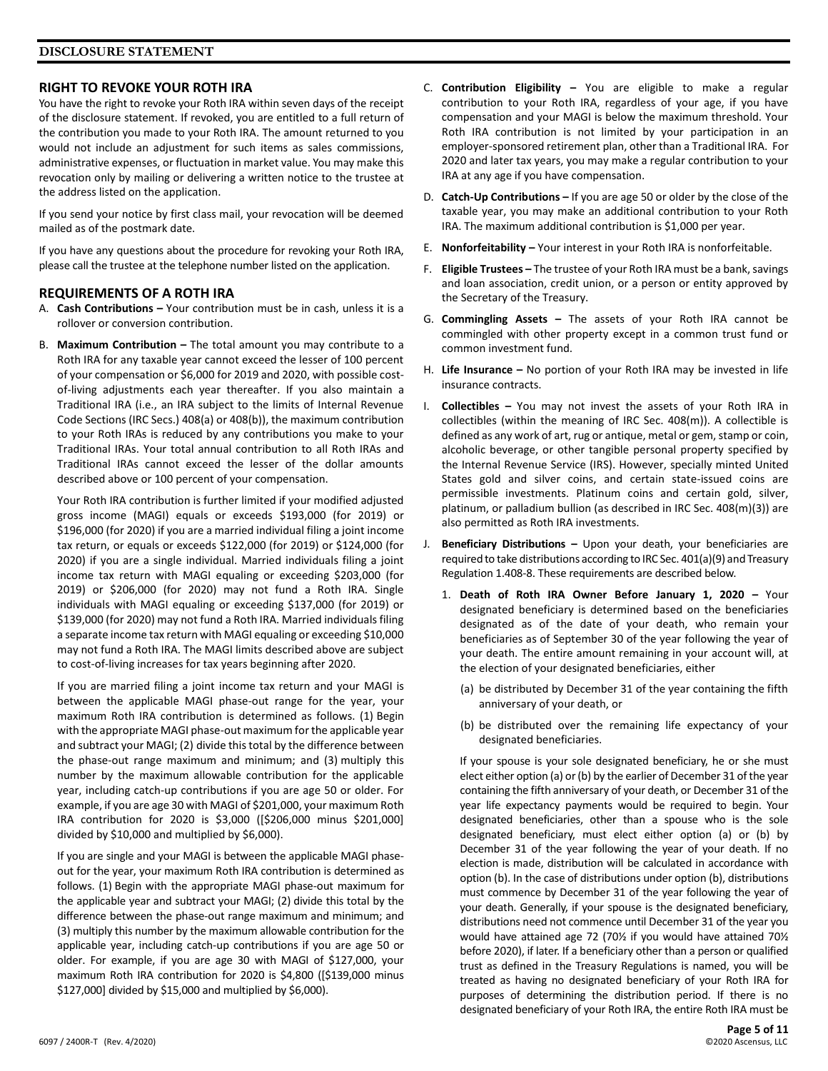## DISCLOSURE STATEMENT

### RIGHT TO REVOKE YOUR ROTH IRA

You have the right to revoke your Roth IRA within seven days of the receipt of the disclosure statement. If revoked, you are entitled to a full return of the contribution you made to your Roth IRA. The amount returned to you would not include an adjustment for such items as sales commissions, administrative expenses, or fluctuation in market value. You may make this revocation only by mailing or delivering a written notice to the trustee at the address listed on the application.

If you send your notice by first class mail, your revocation will be deemed mailed as of the postmark date.

If you have any questions about the procedure for revoking your Roth IRA, please call the trustee at the telephone number listed on the application.

### REQUIREMENTS OF A ROTH IRA

A. **Cash Contributions –** Your contribution must be in cash, unless it is a rollover or conversion contribution.

B. **Maximum Contribution –** The total amount you may contribute to a Roth IRA for any taxable year cannot exceed the lesser of 100 percent of your compensation or $6,000 for 2019 and 2020, with possible cost-of-living adjustments each year thereafter. If you also maintain a Traditional IRA (i.e., an IRA subject to the limits of Internal Revenue Code Sections (IRC Secs.) 408(a) or 408(b)), the maximum contribution to your Roth IRAs is reduced by any contributions you make to your Traditional IRAs. Your total annual contribution to all Roth IRAs and Traditional IRAs cannot exceed the lesser of the dollar amounts described above or 100 percent of your compensation.

   Your Roth IRA contribution is further limited if your modified adjusted gross income (MAGI) equals or exceeds $193,000 (for 2019) or $196,000 (for 2020) if you are a married individual filing a joint income tax return, or equals or exceeds $122,000 (for 2019) or $124,000 (for 2020) if you are a single individual. Married individuals filing a joint income tax return with MAGI equaling or exceeding $203,000 (for 2019) or $206,000 (for 2020) may not fund a Roth IRA. Single individuals with MAGI equaling or exceeding $137,000 (for 2019) or $139,000 (for 2020) may not fund a Roth IRA. Married individuals filing a separate income tax return with MAGI equaling or exceeding $10,000 may not fund a Roth IRA. The MAGI limits described above are subject to cost-of-living increases for tax years beginning after 2020.

   If you are married filing a joint income tax return and your MAGI is between the applicable MAGI phase-out range for the year, your maximum Roth IRA contribution is determined as follows. (1) Begin with the appropriate MAGI phase-out maximum for the applicable year and subtract your MAGI; (2) divide this total by the difference between the phase-out range maximum and minimum; and (3) multiply this number by the maximum allowable contribution for the applicable year, including catch-up contributions if you are age 50 or older. For example, if you are age 30 with MAGI of $201,000, your maximum Roth IRA contribution for 2020 is $3,000 ([$206,000 minus $201,000] divided by $10,000 and multiplied by $6,000).

   If you are single and your MAGI is between the applicable MAGI phase-out for the year, your maximum Roth IRA contribution is determined as follows. (1) Begin with the appropriate MAGI phase-out maximum for the applicable year and subtract your MAGI; (2) divide this total by the difference between the phase-out range maximum and minimum; and (3) multiply this number by the maximum allowable contribution for the applicable year, including catch-up contributions if you are age 50 or older. For example, if you are age 30 with MAGI of $127,000, your maximum Roth IRA contribution for 2020 is $4,800 ([$139,000 minus $127,000] divided by $15,000 and multiplied by $6,000).

C. **Contribution Eligibility –** You are eligible to make a regular contribution to your Roth IRA, regardless of your age, if you have compensation and your MAGI is below the maximum threshold. Your Roth IRA contribution is not limited by your participation in an employer-sponsored retirement plan, other than a Traditional IRA. For 2020 and later tax years, you may make a regular contribution to your IRA at any age if you have compensation.

D. **Catch-Up Contributions –** If you are age 50 or older by the close of the taxable year, you may make an additional contribution to your Roth IRA. The maximum additional contribution is $1,000 per year.

E. **Nonforfeitability –** Your interest in your Roth IRA is nonforfeitable.

F. **Eligible Trustees –** The trustee of your Roth IRA must be a bank, savings and loan association, credit union, or a person or entity approved by the Secretary of the Treasury.

G. **Commingling Assets –** The assets of your Roth IRA cannot be commingled with other property except in a common trust fund or common investment fund.

H. **Life Insurance –** No portion of your Roth IRA may be invested in life insurance contracts.

I. **Collectibles –** You may not invest the assets of your Roth IRA in collectibles (within the meaning of IRC Sec. 408(m)). A collectible is defined as any work of art, rug or antique, metal or gem, stamp or coin, alcoholic beverage, or other tangible personal property specified by the Internal Revenue Service (IRS). However, specially minted United States gold and silver coins, and certain state-issued coins are permissible investments. Platinum coins and certain gold, silver, platinum, or palladium bullion (as described in IRC Sec. 408(m)(3)) are also permitted as Roth IRA investments.

J. **Beneficiary Distributions –** Upon your death, your beneficiaries are required to take distributions according to IRC Sec. 401(a)(9) and Treasury Regulation 1.408-8. These requirements are described below.

   1. **Death of Roth IRA Owner Before January 1, 2020 –** Your designated beneficiary is determined based on the beneficiaries designated as of the date of your death, who remain your beneficiaries as of September 30 of the year following the year of your death. The entire amount remaining in your account will, at the election of your designated beneficiaries, either

      (a) be distributed by December 31 of the year containing the fifth anniversary of your death, or

      (b) be distributed over the remaining life expectancy of your designated beneficiaries.

      If your spouse is your sole designated beneficiary, he or she must elect either option (a) or (b) by the earlier of December 31 of the year containing the fifth anniversary of your death, or December 31 of the year life expectancy payments would be required to begin. Your designated beneficiaries, other than a spouse who is the sole designated beneficiary, must elect either option (a) or (b) by December 31 of the year following the year of your death. If no election is made, distribution will be calculated in accordance with option (b). In the case of distributions under option (b), distributions must commence by December 31 of the year following the year of your death. Generally, if your spouse is the designated beneficiary, distributions need not commence until December 31 of the year you would have attained age 72 (70½ if you would have attained 70½ before 2020), if later. If a beneficiary other than a person or qualified trust as defined in the Treasury Regulations is named, you will be treated as having no designated beneficiary of your Roth IRA for purposes of determining the distribution period. If there is no designated beneficiary of your Roth IRA, the entire Roth IRA must be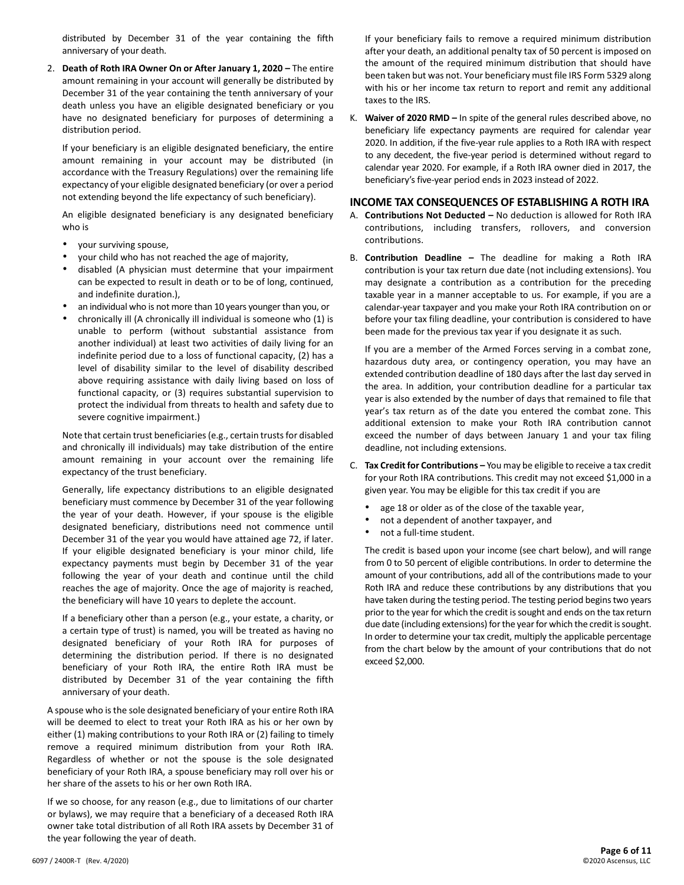distributed by December 31 of the year containing the fifth anniversary of your death.

2. **Death of Roth IRA Owner On or After January 1, 2020 –** The entire amount remaining in your account will generally be distributed by December 31 of the year containing the tenth anniversary of your death unless you have an eligible designated beneficiary or you have no designated beneficiary for purposes of determining a distribution period.

   If your beneficiary is an eligible designated beneficiary, the entire amount remaining in your account may be distributed (in accordance with the Treasury Regulations) over the remaining life expectancy of your eligible designated beneficiary (or over a period not extending beyond the life expectancy of such beneficiary).

   An eligible designated beneficiary is any designated beneficiary who is

   - your surviving spouse,
   - your child who has not reached the age of majority,
   - disabled (A physician must determine that your impairment can be expected to result in death or to be of long, continued, and indefinite duration.),
   - an individual who is not more than 10 years younger than you, or
   - chronically ill (A chronically ill individual is someone who (1) is unable to perform (without substantial assistance from another individual) at least two activities of daily living for an indefinite period due to a loss of functional capacity, (2) has a level of disability similar to the level of disability described above requiring assistance with daily living based on loss of functional capacity, or (3) requires substantial supervision to protect the individual from threats to health and safety due to severe cognitive impairment.)

   Note that certain trust beneficiaries (e.g., certain trusts for disabled and chronically ill individuals) may take distribution of the entire amount remaining in your account over the remaining life expectancy of the trust beneficiary.

   Generally, life expectancy distributions to an eligible designated beneficiary must commence by December 31 of the year following the year of your death. However, if your spouse is the eligible designated beneficiary, distributions need not commence until December 31 of the year you would have attained age 72, if later. If your eligible designated beneficiary is your minor child, life expectancy payments must begin by December 31 of the year following the year of your death and continue until the child reaches the age of majority. Once the age of majority is reached, the beneficiary will have 10 years to deplete the account.

   If a beneficiary other than a person (e.g., your estate, a charity, or a certain type of trust) is named, you will be treated as having no designated beneficiary of your Roth IRA for purposes of determining the distribution period. If there is no designated beneficiary of your Roth IRA, the entire Roth IRA must be distributed by December 31 of the year containing the fifth anniversary of your death.

A spouse who is the sole designated beneficiary of your entire Roth IRA will be deemed to elect to treat your Roth IRA as his or her own by either (1) making contributions to your Roth IRA or (2) failing to timely remove a required minimum distribution from your Roth IRA. Regardless of whether or not the spouse is the sole designated beneficiary of your Roth IRA, a spouse beneficiary may roll over his or her share of the assets to his or her own Roth IRA.

If we so choose, for any reason (e.g., due to limitations of our charter or bylaws), we may require that a beneficiary of a deceased Roth IRA owner take total distribution of all Roth IRA assets by December 31 of the year following the year of death.

If your beneficiary fails to remove a required minimum distribution after your death, an additional penalty tax of 50 percent is imposed on the amount of the required minimum distribution that should have been taken but was not. Your beneficiary must file IRS Form 5329 along with his or her income tax return to report and remit any additional taxes to the IRS.

K. **Waiver of 2020 RMD –** In spite of the general rules described above, no beneficiary life expectancy payments are required for calendar year 2020. In addition, if the five-year rule applies to a Roth IRA with respect to any decedent, the five-year period is determined without regard to calendar year 2020. For example, if a Roth IRA owner died in 2017, the beneficiary's five-year period ends in 2023 instead of 2022.

## INCOME TAX CONSEQUENCES OF ESTABLISHING A ROTH IRA

A. **Contributions Not Deducted –** No deduction is allowed for Roth IRA contributions, including transfers, rollovers, and conversion contributions.

B. **Contribution Deadline –** The deadline for making a Roth IRA contribution is your tax return due date (not including extensions). You may designate a contribution as a contribution for the preceding taxable year in a manner acceptable to us. For example, if you are a calendar-year taxpayer and you make your Roth IRA contribution on or before your tax filing deadline, your contribution is considered to have been made for the previous tax year if you designate it as such.

   If you are a member of the Armed Forces serving in a combat zone, hazardous duty area, or contingency operation, you may have an extended contribution deadline of 180 days after the last day served in the area. In addition, your contribution deadline for a particular tax year is also extended by the number of days that remained to file that year's tax return as of the date you entered the combat zone. This additional extension to make your Roth IRA contribution cannot exceed the number of days between January 1 and your tax filing deadline, not including extensions.

C. **Tax Credit for Contributions –** You may be eligible to receive a tax credit for your Roth IRA contributions. This credit may not exceed $1,000 in a given year. You may be eligible for this tax credit if you are

   - age 18 or older as of the close of the taxable year,
   - not a dependent of another taxpayer, and
   - not a full-time student.

   The credit is based upon your income (see chart below), and will range from 0 to 50 percent of eligible contributions. In order to determine the amount of your contributions, add all of the contributions made to your Roth IRA and reduce these contributions by any distributions that you have taken during the testing period. The testing period begins two years prior to the year for which the credit is sought and ends on the tax return due date (including extensions) for the year for which the credit is sought. In order to determine your tax credit, multiply the applicable percentage from the chart below by the amount of your contributions that do not exceed $2,000.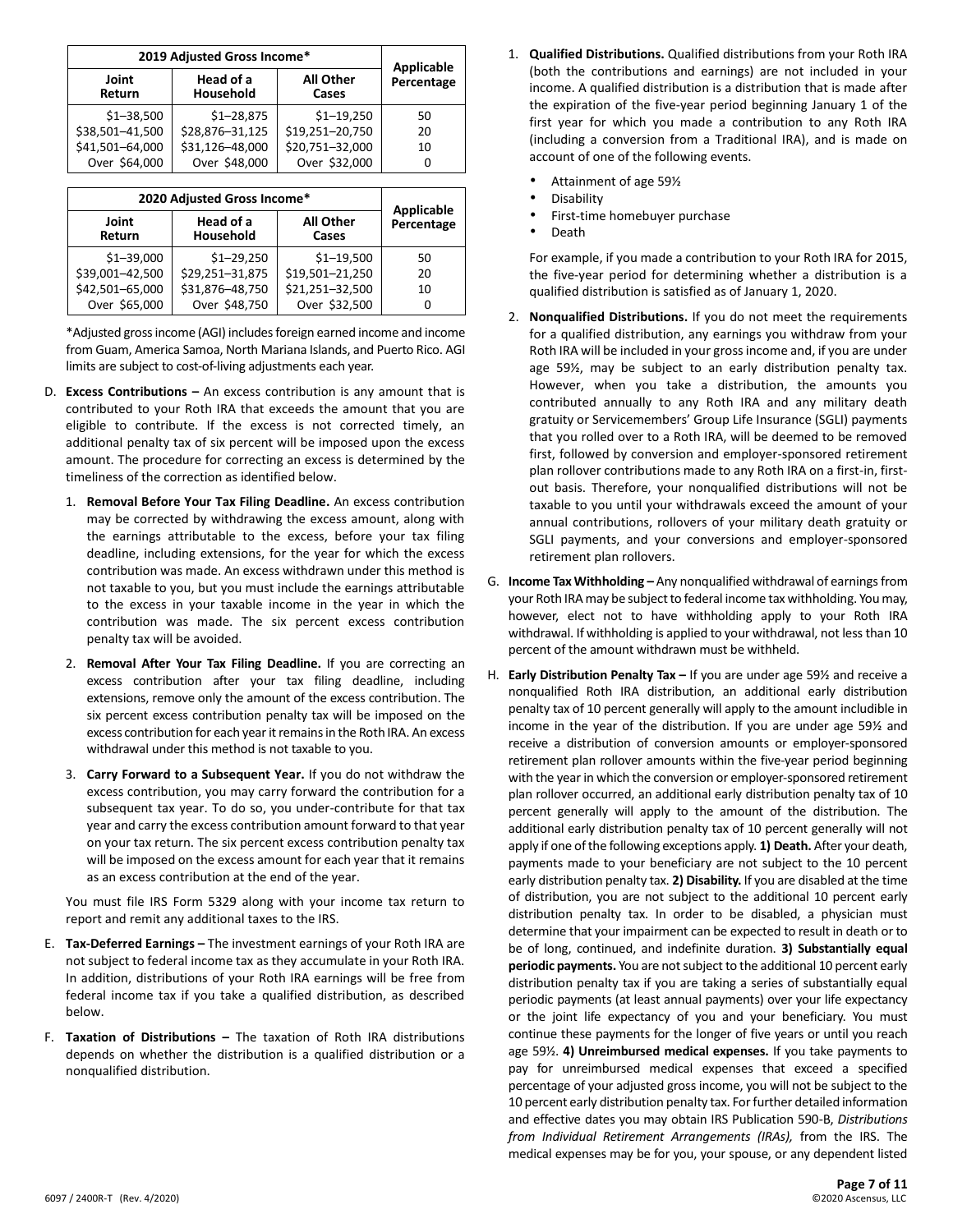| 2019 Adjusted Gross Income* | | | Applicable Percentage |
|---|---|---|---|
| Joint Return | Head of a Household | All Other Cases | |
| $1–38,500 | $1–28,875 | $1–19,250 | 50 |
| $38,501–41,500 | $28,876–31,125 | $19,251–20,750 | 20 |
| $41,501–64,000 | $31,126–48,000 | $20,751–32,000 | 10 |
| Over $64,000 | Over $48,000 | Over $32,000 | 0 |

| 2020 Adjusted Gross Income* | | | Applicable Percentage |
|---|---|---|---|
| Joint Return | Head of a Household | All Other Cases | |
| $1–39,000 | $1–29,250 | $1–19,500 | 50 |
| $39,001–42,500 | $29,251–31,875 | $19,501–21,250 | 20 |
| $42,501–65,000 | $31,876–48,750 | $21,251–32,500 | 10 |
| Over $65,000 | Over $48,750 | Over $32,500 | 0 |

*Adjusted gross income (AGI) includes foreign earned income and income from Guam, America Samoa, North Mariana Islands, and Puerto Rico. AGI limits are subject to cost-of-living adjustments each year.

D. **Excess Contributions –** An excess contribution is any amount that is contributed to your Roth IRA that exceeds the amount that you are eligible to contribute. If the excess is not corrected timely, an additional penalty tax of six percent will be imposed upon the excess amount. The procedure for correcting an excess is determined by the timeliness of the correction as identified below.

   1. **Removal Before Your Tax Filing Deadline.** An excess contribution may be corrected by withdrawing the excess amount, along with the earnings attributable to the excess, before your tax filing deadline, including extensions, for the year for which the excess contribution was made. An excess withdrawn under this method is not taxable to you, but you must include the earnings attributable to the excess in your taxable income in the year in which the contribution was made. The six percent excess contribution penalty tax will be avoided.

   2. **Removal After Your Tax Filing Deadline.** If you are correcting an excess contribution after your tax filing deadline, including extensions, remove only the amount of the excess contribution. The six percent excess contribution penalty tax will be imposed on the excess contribution for each year it remains in the Roth IRA. An excess withdrawal under this method is not taxable to you.

   3. **Carry Forward to a Subsequent Year.** If you do not withdraw the excess contribution, you may carry forward the contribution for a subsequent tax year. To do so, you under-contribute for that tax year and carry the excess contribution amount forward to that year on your tax return. The six percent excess contribution penalty tax will be imposed on the excess amount for each year that it remains as an excess contribution at the end of the year.

   You must file IRS Form 5329 along with your income tax return to report and remit any additional taxes to the IRS.

E. **Tax-Deferred Earnings –** The investment earnings of your Roth IRA are not subject to federal income tax as they accumulate in your Roth IRA. In addition, distributions of your Roth IRA earnings will be free from federal income tax if you take a qualified distribution, as described below.

F. **Taxation of Distributions –** The taxation of Roth IRA distributions depends on whether the distribution is a qualified distribution or a nonqualified distribution.

   1. **Qualified Distributions.** Qualified distributions from your Roth IRA (both the contributions and earnings) are not included in your income. A qualified distribution is a distribution that is made after the expiration of the five-year period beginning January 1 of the first year for which you made a contribution to any Roth IRA (including a conversion from a Traditional IRA), and is made on account of one of the following events.

      - Attainment of age 59½
      - Disability
      - First-time homebuyer purchase
      - Death

      For example, if you made a contribution to your Roth IRA for 2015, the five-year period for determining whether a distribution is a qualified distribution is satisfied as of January 1, 2020.

   2. **Nonqualified Distributions.** If you do not meet the requirements for a qualified distribution, any earnings you withdraw from your Roth IRA will be included in your gross income and, if you are under age 59½, may be subject to an early distribution penalty tax. However, when you take a distribution, the amounts you contributed annually to any Roth IRA and any military death gratuity or Servicemembers' Group Life Insurance (SGLI) payments that you rolled over to a Roth IRA, will be deemed to be removed first, followed by conversion and employer-sponsored retirement plan rollover contributions made to any Roth IRA on a first-in, first-out basis. Therefore, your nonqualified distributions will not be taxable to you until your withdrawals exceed the amount of your annual contributions, rollovers of your military death gratuity or SGLI payments, and your conversions and employer-sponsored retirement plan rollovers.

G. **Income Tax Withholding –** Any nonqualified withdrawal of earnings from your Roth IRA may be subject to federal income tax withholding. You may, however, elect not to have withholding apply to your Roth IRA withdrawal. If withholding is applied to your withdrawal, not less than 10 percent of the amount withdrawn must be withheld.

H. **Early Distribution Penalty Tax –** If you are under age 59½ and receive a nonqualified Roth IRA distribution, an additional early distribution penalty tax of 10 percent generally will apply to the amount includible in income in the year of the distribution. If you are under age 59½ and receive a distribution of conversion amounts or employer-sponsored retirement plan rollover amounts within the five-year period beginning with the year in which the conversion or employer-sponsored retirement plan rollover occurred, an additional early distribution penalty tax of 10 percent generally will apply to the amount of the distribution. The additional early distribution penalty tax of 10 percent generally will not apply if one of the following exceptions apply. **1) Death.** After your death, payments made to your beneficiary are not subject to the 10 percent early distribution penalty tax. **2) Disability.** If you are disabled at the time of distribution, you are not subject to the additional 10 percent early distribution penalty tax. In order to be disabled, a physician must determine that your impairment can be expected to result in death or to be of long, continued, and indefinite duration. **3) Substantially equal periodic payments.** You are not subject to the additional 10 percent early distribution penalty tax if you are taking a series of substantially equal periodic payments (at least annual payments) over your life expectancy or the joint life expectancy of you and your beneficiary. You must continue these payments for the longer of five years or until you reach age 59½. **4) Unreimbursed medical expenses.** If you take payments to pay for unreimbursed medical expenses that exceed a specified percentage of your adjusted gross income, you will not be subject to the 10 percent early distribution penalty tax. For further detailed information and effective dates you may obtain IRS Publication 590-B, *Distributions from Individual Retirement Arrangements (IRAs),* from the IRS. The medical expenses may be for you, your spouse, or any dependent listed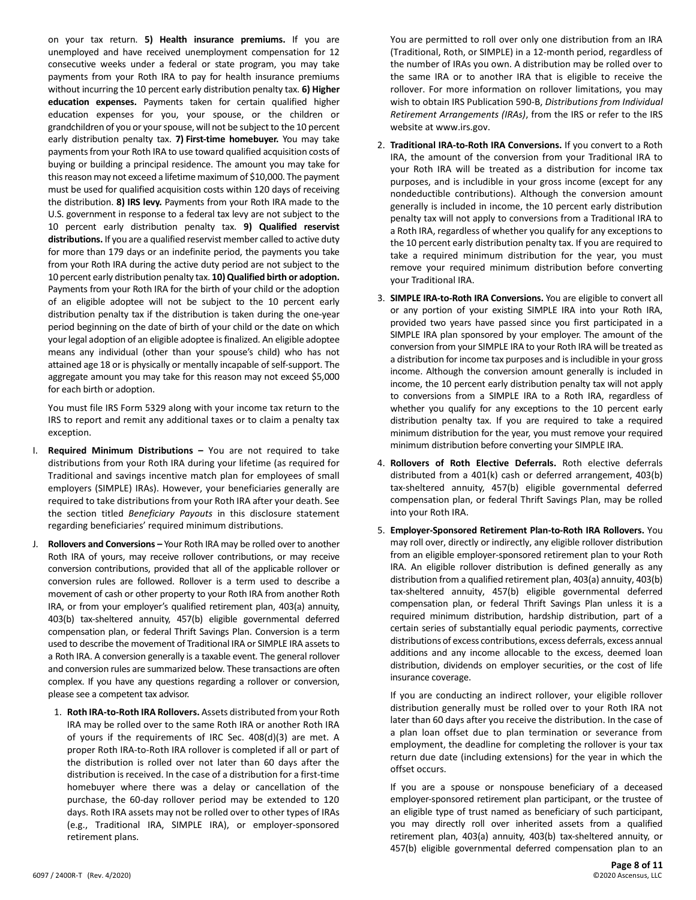on your tax return. **5) Health insurance premiums.** If you are unemployed and have received unemployment compensation for 12 consecutive weeks under a federal or state program, you may take payments from your Roth IRA to pay for health insurance premiums without incurring the 10 percent early distribution penalty tax. **6) Higher education expenses.** Payments taken for certain qualified higher education expenses for you, your spouse, or the children or grandchildren of you or your spouse, will not be subject to the 10 percent early distribution penalty tax. **7) First-time homebuyer.** You may take payments from your Roth IRA to use toward qualified acquisition costs of buying or building a principal residence. The amount you may take for this reason may not exceed a lifetime maximum of $10,000. The payment must be used for qualified acquisition costs within 120 days of receiving the distribution. **8) IRS levy.** Payments from your Roth IRA made to the U.S. government in response to a federal tax levy are not subject to the 10 percent early distribution penalty tax. **9) Qualified reservist distributions.** If you are a qualified reservist member called to active duty for more than 179 days or an indefinite period, the payments you take from your Roth IRA during the active duty period are not subject to the 10 percent early distribution penalty tax. **10) Qualified birth or adoption.** Payments from your Roth IRA for the birth of your child or the adoption of an eligible adoptee will not be subject to the 10 percent early distribution penalty tax if the distribution is taken during the one-year period beginning on the date of birth of your child or the date on which your legal adoption of an eligible adoptee is finalized. An eligible adoptee means any individual (other than your spouse's child) who has not attained age 18 or is physically or mentally incapable of self-support. The aggregate amount you may take for this reason may not exceed $5,000 for each birth or adoption.

You must file IRS Form 5329 along with your income tax return to the IRS to report and remit any additional taxes or to claim a penalty tax exception.

I. **Required Minimum Distributions –** You are not required to take distributions from your Roth IRA during your lifetime (as required for Traditional and savings incentive match plan for employees of small employers (SIMPLE) IRAs). However, your beneficiaries generally are required to take distributions from your Roth IRA after your death. See the section titled *Beneficiary Payouts* in this disclosure statement regarding beneficiaries' required minimum distributions.

J. **Rollovers and Conversions –** Your Roth IRA may be rolled over to another Roth IRA of yours, may receive rollover contributions, or may receive conversion contributions, provided that all of the applicable rollover or conversion rules are followed. Rollover is a term used to describe a movement of cash or other property to your Roth IRA from another Roth IRA, or from your employer's qualified retirement plan, 403(a) annuity, 403(b) tax-sheltered annuity, 457(b) eligible governmental deferred compensation plan, or federal Thrift Savings Plan. Conversion is a term used to describe the movement of Traditional IRA or SIMPLE IRA assets to a Roth IRA. A conversion generally is a taxable event. The general rollover and conversion rules are summarized below. These transactions are often complex. If you have any questions regarding a rollover or conversion, please see a competent tax advisor.

1. **Roth IRA-to-Roth IRA Rollovers.** Assets distributed from your Roth IRA may be rolled over to the same Roth IRA or another Roth IRA of yours if the requirements of IRC Sec. 408(d)(3) are met. A proper Roth IRA-to-Roth IRA rollover is completed if all or part of the distribution is rolled over not later than 60 days after the distribution is received. In the case of a distribution for a first-time homebuyer where there was a delay or cancellation of the purchase, the 60-day rollover period may be extended to 120 days. Roth IRA assets may not be rolled over to other types of IRAs (e.g., Traditional IRA, SIMPLE IRA), or employer-sponsored retirement plans.

   You are permitted to roll over only one distribution from an IRA (Traditional, Roth, or SIMPLE) in a 12-month period, regardless of the number of IRAs you own. A distribution may be rolled over to the same IRA or to another IRA that is eligible to receive the rollover. For more information on rollover limitations, you may wish to obtain IRS Publication 590-B, *Distributions from Individual Retirement Arrangements (IRAs)*, from the IRS or refer to the IRS website at www.irs.gov.

2. **Traditional IRA-to-Roth IRA Conversions.** If you convert to a Roth IRA, the amount of the conversion from your Traditional IRA to your Roth IRA will be treated as a distribution for income tax purposes, and is includible in your gross income (except for any nondeductible contributions). Although the conversion amount generally is included in income, the 10 percent early distribution penalty tax will not apply to conversions from a Traditional IRA to a Roth IRA, regardless of whether you qualify for any exceptions to the 10 percent early distribution penalty tax. If you are required to take a required minimum distribution for the year, you must remove your required minimum distribution before converting your Traditional IRA.

3. **SIMPLE IRA-to-Roth IRA Conversions.** You are eligible to convert all or any portion of your existing SIMPLE IRA into your Roth IRA, provided two years have passed since you first participated in a SIMPLE IRA plan sponsored by your employer. The amount of the conversion from your SIMPLE IRA to your Roth IRA will be treated as a distribution for income tax purposes and is includible in your gross income. Although the conversion amount generally is included in income, the 10 percent early distribution penalty tax will not apply to conversions from a SIMPLE IRA to a Roth IRA, regardless of whether you qualify for any exceptions to the 10 percent early distribution penalty tax. If you are required to take a required minimum distribution for the year, you must remove your required minimum distribution before converting your SIMPLE IRA.

4. **Rollovers of Roth Elective Deferrals.** Roth elective deferrals distributed from a 401(k) cash or deferred arrangement, 403(b) tax-sheltered annuity, 457(b) eligible governmental deferred compensation plan, or federal Thrift Savings Plan, may be rolled into your Roth IRA.

5. **Employer-Sponsored Retirement Plan-to-Roth IRA Rollovers.** You may roll over, directly or indirectly, any eligible rollover distribution from an eligible employer-sponsored retirement plan to your Roth IRA. An eligible rollover distribution is defined generally as any distribution from a qualified retirement plan, 403(a) annuity, 403(b) tax-sheltered annuity, 457(b) eligible governmental deferred compensation plan, or federal Thrift Savings Plan unless it is a required minimum distribution, hardship distribution, part of a certain series of substantially equal periodic payments, corrective distributions of excess contributions, excess deferrals, excess annual additions and any income allocable to the excess, deemed loan distribution, dividends on employer securities, or the cost of life insurance coverage.

   If you are conducting an indirect rollover, your eligible rollover distribution generally must be rolled over to your Roth IRA not later than 60 days after you receive the distribution. In the case of a plan loan offset due to plan termination or severance from employment, the deadline for completing the rollover is your tax return due date (including extensions) for the year in which the offset occurs.

   If you are a spouse or nonspouse beneficiary of a deceased employer-sponsored retirement plan participant, or the trustee of an eligible type of trust named as beneficiary of such participant, you may directly roll over inherited assets from a qualified retirement plan, 403(a) annuity, 403(b) tax-sheltered annuity, or 457(b) eligible governmental deferred compensation plan to an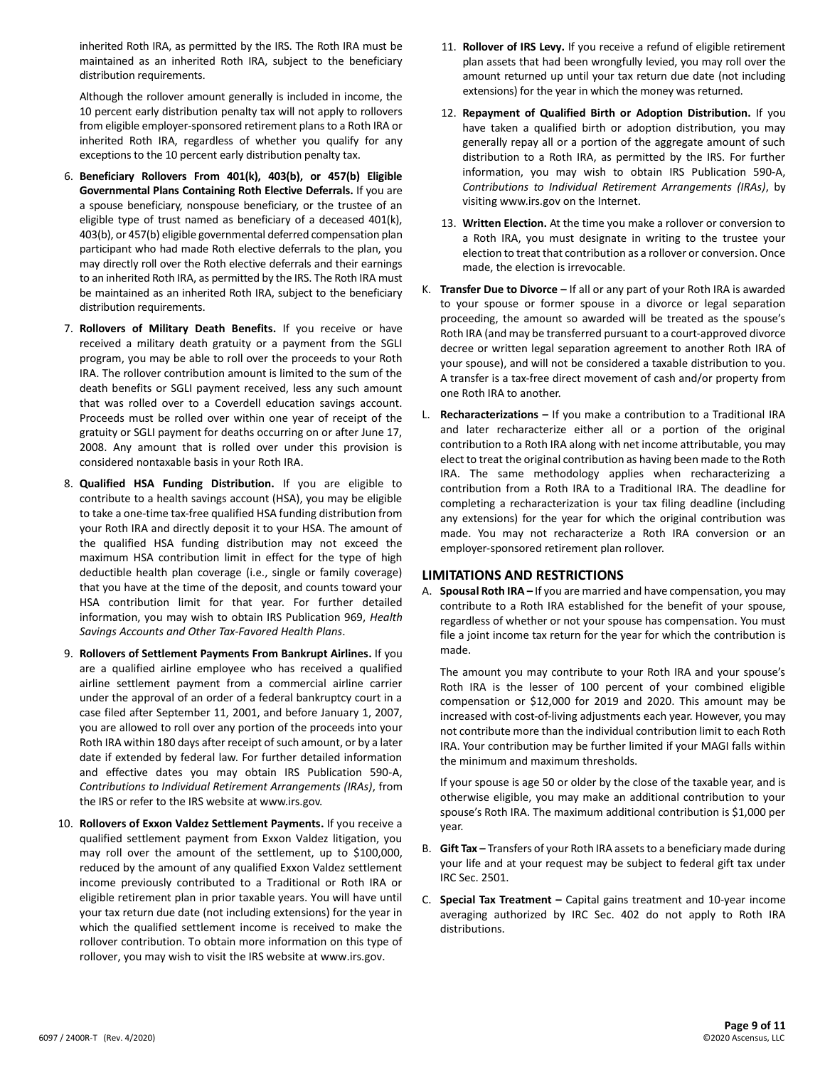inherited Roth IRA, as permitted by the IRS. The Roth IRA must be maintained as an inherited Roth IRA, subject to the beneficiary distribution requirements.

Although the rollover amount generally is included in income, the 10 percent early distribution penalty tax will not apply to rollovers from eligible employer-sponsored retirement plans to a Roth IRA or inherited Roth IRA, regardless of whether you qualify for any exceptions to the 10 percent early distribution penalty tax.

6. **Beneficiary Rollovers From 401(k), 403(b), or 457(b) Eligible Governmental Plans Containing Roth Elective Deferrals.** If you are a spouse beneficiary, nonspouse beneficiary, or the trustee of an eligible type of trust named as beneficiary of a deceased 401(k), 403(b), or 457(b) eligible governmental deferred compensation plan participant who had made Roth elective deferrals to the plan, you may directly roll over the Roth elective deferrals and their earnings to an inherited Roth IRA, as permitted by the IRS. The Roth IRA must be maintained as an inherited Roth IRA, subject to the beneficiary distribution requirements.

7. **Rollovers of Military Death Benefits.** If you receive or have received a military death gratuity or a payment from the SGLI program, you may be able to roll over the proceeds to your Roth IRA. The rollover contribution amount is limited to the sum of the death benefits or SGLI payment received, less any such amount that was rolled over to a Coverdell education savings account. Proceeds must be rolled over within one year of receipt of the gratuity or SGLI payment for deaths occurring on or after June 17, 2008. Any amount that is rolled over under this provision is considered nontaxable basis in your Roth IRA.

8. **Qualified HSA Funding Distribution.** If you are eligible to contribute to a health savings account (HSA), you may be eligible to take a one-time tax-free qualified HSA funding distribution from your Roth IRA and directly deposit it to your HSA. The amount of the qualified HSA funding distribution may not exceed the maximum HSA contribution limit in effect for the type of high deductible health plan coverage (i.e., single or family coverage) that you have at the time of the deposit, and counts toward your HSA contribution limit for that year. For further detailed information, you may wish to obtain IRS Publication 969, *Health Savings Accounts and Other Tax-Favored Health Plans*.

9. **Rollovers of Settlement Payments From Bankrupt Airlines.** If you are a qualified airline employee who has received a qualified airline settlement payment from a commercial airline carrier under the approval of an order of a federal bankruptcy court in a case filed after September 11, 2001, and before January 1, 2007, you are allowed to roll over any portion of the proceeds into your Roth IRA within 180 days after receipt of such amount, or by a later date if extended by federal law. For further detailed information and effective dates you may obtain IRS Publication 590-A, *Contributions to Individual Retirement Arrangements (IRAs)*, from the IRS or refer to the IRS website at www.irs.gov.

10. **Rollovers of Exxon Valdez Settlement Payments.** If you receive a qualified settlement payment from Exxon Valdez litigation, you may roll over the amount of the settlement, up to $100,000, reduced by the amount of any qualified Exxon Valdez settlement income previously contributed to a Traditional or Roth IRA or eligible retirement plan in prior taxable years. You will have until your tax return due date (not including extensions) for the year in which the qualified settlement income is received to make the rollover contribution. To obtain more information on this type of rollover, you may wish to visit the IRS website at www.irs.gov.

11. **Rollover of IRS Levy.** If you receive a refund of eligible retirement plan assets that had been wrongfully levied, you may roll over the amount returned up until your tax return due date (not including extensions) for the year in which the money was returned.

12. **Repayment of Qualified Birth or Adoption Distribution.** If you have taken a qualified birth or adoption distribution, you may generally repay all or a portion of the aggregate amount of such distribution to a Roth IRA, as permitted by the IRS. For further information, you may wish to obtain IRS Publication 590-A, *Contributions to Individual Retirement Arrangements (IRAs)*, by visiting www.irs.gov on the Internet.

13. **Written Election.** At the time you make a rollover or conversion to a Roth IRA, you must designate in writing to the trustee your election to treat that contribution as a rollover or conversion. Once made, the election is irrevocable.

K. **Transfer Due to Divorce –** If all or any part of your Roth IRA is awarded to your spouse or former spouse in a divorce or legal separation proceeding, the amount so awarded will be treated as the spouse's Roth IRA (and may be transferred pursuant to a court-approved divorce decree or written legal separation agreement to another Roth IRA of your spouse), and will not be considered a taxable distribution to you. A transfer is a tax-free direct movement of cash and/or property from one Roth IRA to another.

L. **Recharacterizations –** If you make a contribution to a Traditional IRA and later recharacterize either all or a portion of the original contribution to a Roth IRA along with net income attributable, you may elect to treat the original contribution as having been made to the Roth IRA. The same methodology applies when recharacterizing a contribution from a Roth IRA to a Traditional IRA. The deadline for completing a recharacterization is your tax filing deadline (including any extensions) for the year for which the original contribution was made. You may not recharacterize a Roth IRA conversion or an employer-sponsored retirement plan rollover.

## LIMITATIONS AND RESTRICTIONS

A. **Spousal Roth IRA –** If you are married and have compensation, you may contribute to a Roth IRA established for the benefit of your spouse, regardless of whether or not your spouse has compensation. You must file a joint income tax return for the year for which the contribution is made.

The amount you may contribute to your Roth IRA and your spouse's Roth IRA is the lesser of 100 percent of your combined eligible compensation or $12,000 for 2019 and 2020. This amount may be increased with cost-of-living adjustments each year. However, you may not contribute more than the individual contribution limit to each Roth IRA. Your contribution may be further limited if your MAGI falls within the minimum and maximum thresholds.

If your spouse is age 50 or older by the close of the taxable year, and is otherwise eligible, you may make an additional contribution to your spouse's Roth IRA. The maximum additional contribution is $1,000 per year.

B. **Gift Tax –** Transfers of your Roth IRA assets to a beneficiary made during your life and at your request may be subject to federal gift tax under IRC Sec. 2501.

C. **Special Tax Treatment –** Capital gains treatment and 10-year income averaging authorized by IRC Sec. 402 do not apply to Roth IRA distributions.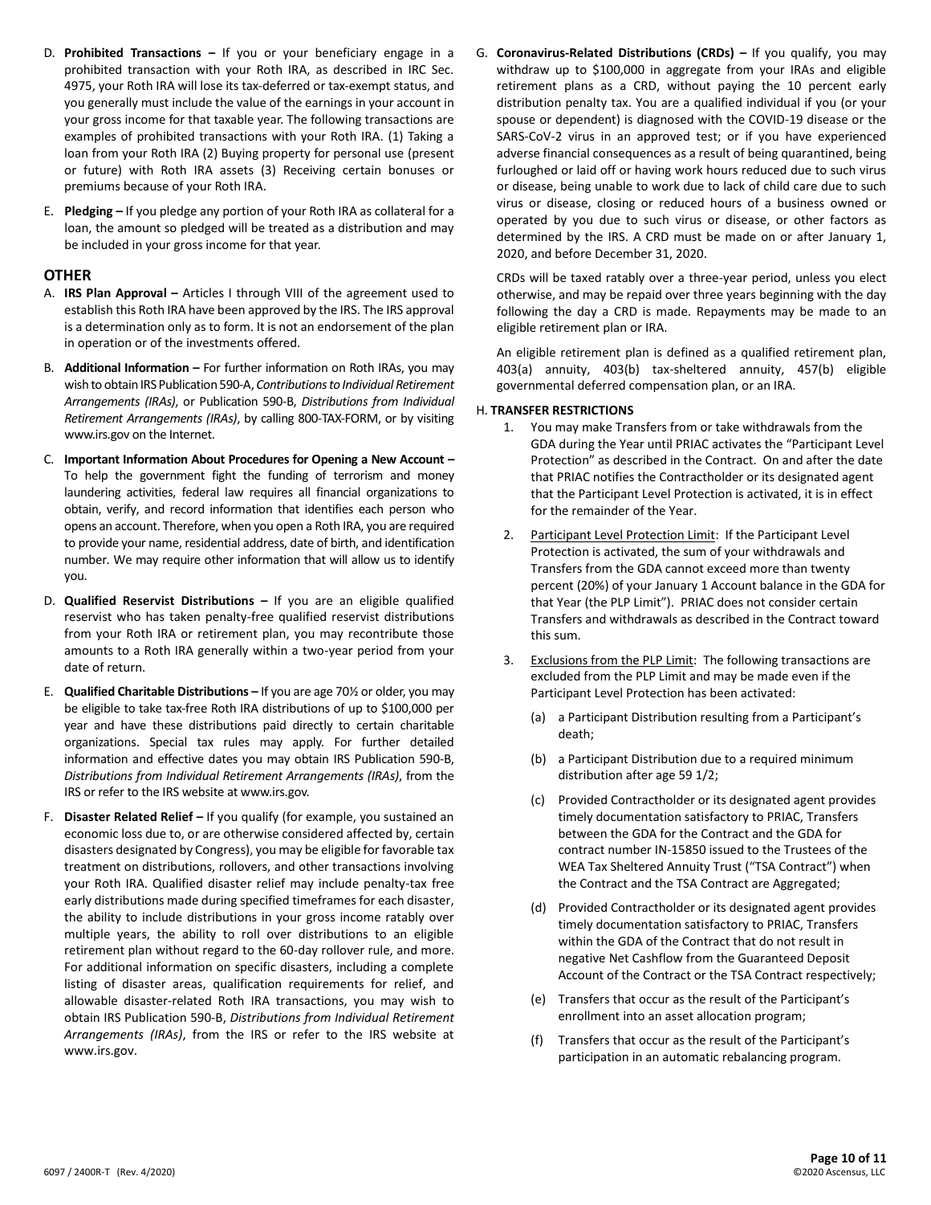D. **Prohibited Transactions –** If you or your beneficiary engage in a prohibited transaction with your Roth IRA, as described in IRC Sec. 4975, your Roth IRA will lose its tax-deferred or tax-exempt status, and you generally must include the value of the earnings in your account in your gross income for that taxable year. The following transactions are examples of prohibited transactions with your Roth IRA. (1) Taking a loan from your Roth IRA (2) Buying property for personal use (present or future) with Roth IRA assets (3) Receiving certain bonuses or premiums because of your Roth IRA.

E. **Pledging –** If you pledge any portion of your Roth IRA as collateral for a loan, the amount so pledged will be treated as a distribution and may be included in your gross income for that year.

## OTHER

A. **IRS Plan Approval –** Articles I through VIII of the agreement used to establish this Roth IRA have been approved by the IRS. The IRS approval is a determination only as to form. It is not an endorsement of the plan in operation or of the investments offered.

B. **Additional Information –** For further information on Roth IRAs, you may wish to obtain IRS Publication 590-A, *Contributions to Individual Retirement Arrangements (IRAs)*, or Publication 590-B, *Distributions from Individual Retirement Arrangements (IRAs)*, by calling 800-TAX-FORM, or by visiting www.irs.gov on the Internet.

C. **Important Information About Procedures for Opening a New Account –** To help the government fight the funding of terrorism and money laundering activities, federal law requires all financial organizations to obtain, verify, and record information that identifies each person who opens an account. Therefore, when you open a Roth IRA, you are required to provide your name, residential address, date of birth, and identification number. We may require other information that will allow us to identify you.

D. **Qualified Reservist Distributions –** If you are an eligible qualified reservist who has taken penalty-free qualified reservist distributions from your Roth IRA or retirement plan, you may recontribute those amounts to a Roth IRA generally within a two-year period from your date of return.

E. **Qualified Charitable Distributions –** If you are age 70½ or older, you may be eligible to take tax-free Roth IRA distributions of up to $100,000 per year and have these distributions paid directly to certain charitable organizations. Special tax rules may apply. For further detailed information and effective dates you may obtain IRS Publication 590-B, *Distributions from Individual Retirement Arrangements (IRAs)*, from the IRS or refer to the IRS website at www.irs.gov.

F. **Disaster Related Relief –** If you qualify (for example, you sustained an economic loss due to, or are otherwise considered affected by, certain disasters designated by Congress), you may be eligible for favorable tax treatment on distributions, rollovers, and other transactions involving your Roth IRA. Qualified disaster relief may include penalty-tax free early distributions made during specified timeframes for each disaster, the ability to include distributions in your gross income ratably over multiple years, the ability to roll over distributions to an eligible retirement plan without regard to the 60-day rollover rule, and more. For additional information on specific disasters, including a complete listing of disaster areas, qualification requirements for relief, and allowable disaster-related Roth IRA transactions, you may wish to obtain IRS Publication 590-B, *Distributions from Individual Retirement Arrangements (IRAs)*, from the IRS or refer to the IRS website at www.irs.gov.

G. **Coronavirus-Related Distributions (CRDs) –** If you qualify, you may withdraw up to $100,000 in aggregate from your IRAs and eligible retirement plans as a CRD, without paying the 10 percent early distribution penalty tax. You are a qualified individual if you (or your spouse or dependent) is diagnosed with the COVID-19 disease or the SARS-CoV-2 virus in an approved test; or if you have experienced adverse financial consequences as a result of being quarantined, being furloughed or laid off or having work hours reduced due to such virus or disease, being unable to work due to lack of child care due to such virus or disease, closing or reduced hours of a business owned or operated by you due to such virus or disease, or other factors as determined by the IRS. A CRD must be made on or after January 1, 2020, and before December 31, 2020.

CRDs will be taxed ratably over a three-year period, unless you elect otherwise, and may be repaid over three years beginning with the day following the day a CRD is made. Repayments may be made to an eligible retirement plan or IRA.

An eligible retirement plan is defined as a qualified retirement plan, 403(a) annuity, 403(b) tax-sheltered annuity, 457(b) eligible governmental deferred compensation plan, or an IRA.

H. **TRANSFER RESTRICTIONS**

1. You may make Transfers from or take withdrawals from the GDA during the Year until PRIAC activates the "Participant Level Protection" as described in the Contract. On and after the date that PRIAC notifies the Contractholder or its designated agent that the Participant Level Protection is activated, it is in effect for the remainder of the Year.

2. Participant Level Protection Limit: If the Participant Level Protection is activated, the sum of your withdrawals and Transfers from the GDA cannot exceed more than twenty percent (20%) of your January 1 Account balance in the GDA for that Year (the PLP Limit"). PRIAC does not consider certain Transfers and withdrawals as described in the Contract toward this sum.

3. Exclusions from the PLP Limit: The following transactions are excluded from the PLP Limit and may be made even if the Participant Level Protection has been activated:

   (a) a Participant Distribution resulting from a Participant's death;

   (b) a Participant Distribution due to a required minimum distribution after age 59 1/2;

   (c) Provided Contractholder or its designated agent provides timely documentation satisfactory to PRIAC, Transfers between the GDA for the Contract and the GDA for contract number IN-15850 issued to the Trustees of the WEA Tax Sheltered Annuity Trust ("TSA Contract") when the Contract and the TSA Contract are Aggregated;

   (d) Provided Contractholder or its designated agent provides timely documentation satisfactory to PRIAC, Transfers within the GDA of the Contract that do not result in negative Net Cashflow from the Guaranteed Deposit Account of the Contract or the TSA Contract respectively;

   (e) Transfers that occur as the result of the Participant's enrollment into an asset allocation program;

   (f) Transfers that occur as the result of the Participant's participation in an automatic rebalancing program.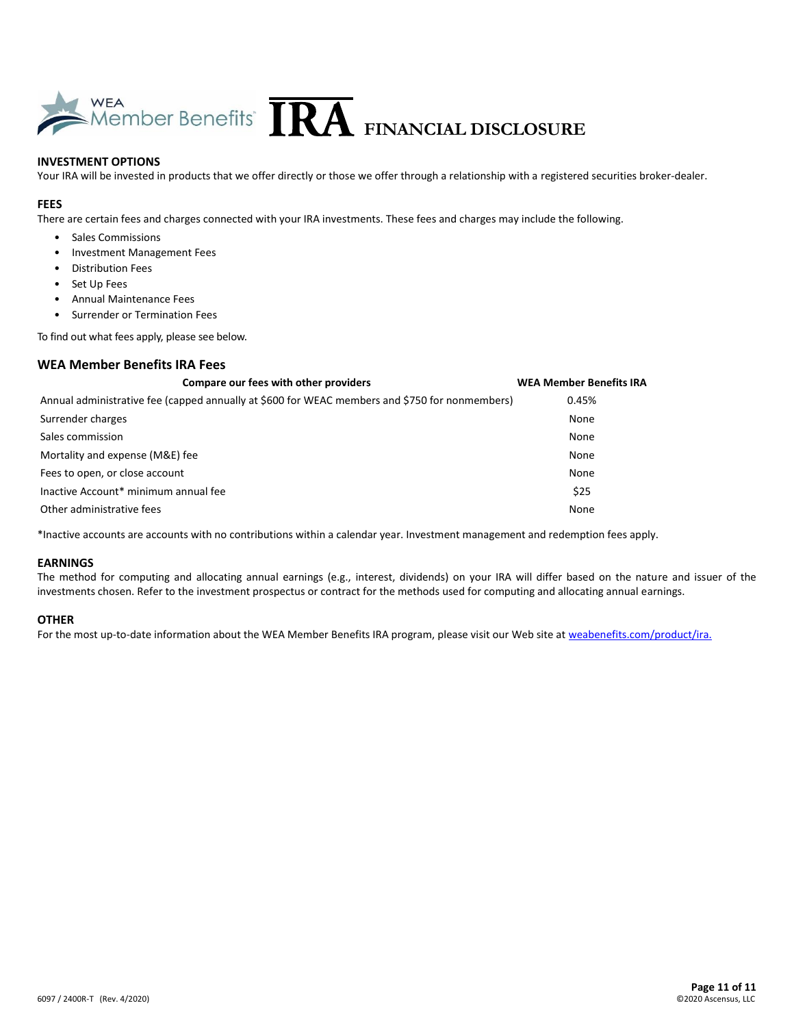# WEA Member Benefits IRA FINANCIAL DISCLOSURE

**INVESTMENT OPTIONS**

Your IRA will be invested in products that we offer directly or those we offer through a relationship with a registered securities broker-dealer.

**FEES**

There are certain fees and charges connected with your IRA investments. These fees and charges may include the following.

- Sales Commissions
- Investment Management Fees
- Distribution Fees
- Set Up Fees
- Annual Maintenance Fees
- Surrender or Termination Fees

To find out what fees apply, please see below.

## WEA Member Benefits IRA Fees

| Compare our fees with other providers | WEA Member Benefits IRA |
|---|---|
| Annual administrative fee (capped annually at $600 for WEAC members and $750 for nonmembers) | 0.45% |
| Surrender charges | None |
| Sales commission | None |
| Mortality and expense (M&E) fee | None |
| Fees to open, or close account | None |
| Inactive Account* minimum annual fee | $25 |
| Other administrative fees | None |

*Inactive accounts are accounts with no contributions within a calendar year. Investment management and redemption fees apply.

**EARNINGS**

The method for computing and allocating annual earnings (e.g., interest, dividends) on your IRA will differ based on the nature and issuer of the investments chosen. Refer to the investment prospectus or contract for the methods used for computing and allocating annual earnings.

**OTHER**

For the most up-to-date information about the WEA Member Benefits IRA program, please visit our Web site at weabenefits.com/product/ira.

6097 / 2400R-T (Rev. 4/2020)

©2020 Ascensus, LLC